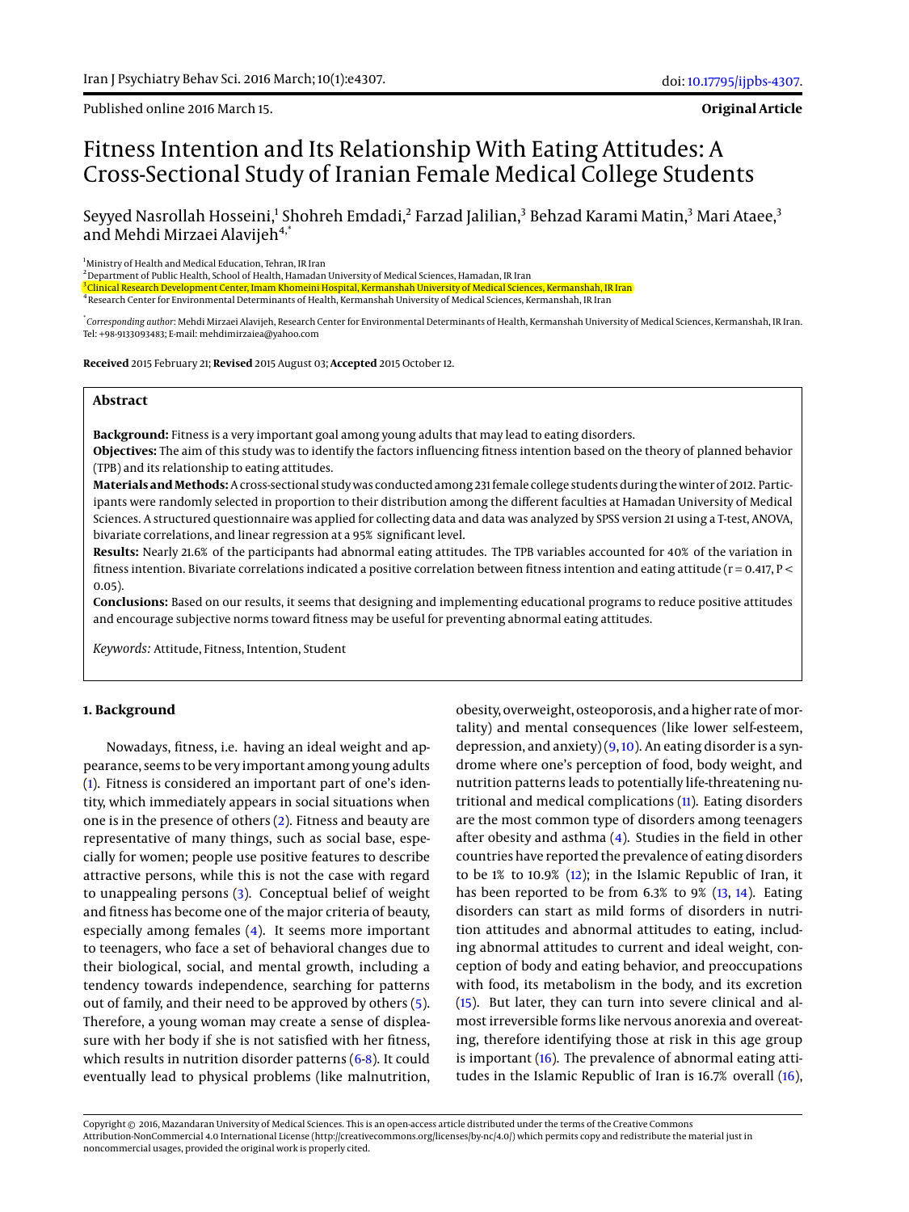Published online 2016 March 15.

**Original Article**

# Fitness Intention and Its Relationship With Eating Attitudes: A Cross-Sectional Study of Iranian Female Medical College Students

Seyyed Nasrollah Hosseini,[1] Shohreh Emdadi,[2] Farzad Jalilian,[3] Behzad Karami Matin,[3] Mari Ataee,[3] and Mehdi Mirzaei Alavijeh[4,*]

[1] Ministry of Health and Medical Education, Tehran, IR Iran
[2] Department of Public Health, School of Health, Hamadan University of Medical Sciences, Hamadan, IR Iran
[3] Clinical Research Development Center, Imam Khomeini Hospital, Kermanshah University of Medical Sciences, Kermanshah, IR Iran
[4] Research Center for Environmental Determinants of Health, Kermanshah University of Medical Sciences, Kermanshah, IR Iran

[*] *Corresponding author*: Mehdi Mirzaei Alavijeh, Research Center for Environmental Determinants of Health, Kermanshah University of Medical Sciences, Kermanshah, IR Iran. Tel: +98-9133093483; E-mail: mehdimirzaiea@yahoo.com

**Received** 2015 February 21; **Revised** 2015 August 03; **Accepted** 2015 October 12.

## Abstract

**Background:** Fitness is a very important goal among young adults that may lead to eating disorders.

**Objectives:** The aim of this study was to identify the factors influencing fitness intention based on the theory of planned behavior (TPB) and its relationship to eating attitudes.

**Materials and Methods:** A cross-sectional study was conducted among 231 female college students during the winter of 2012. Participants were randomly selected in proportion to their distribution among the different faculties at Hamadan University of Medical Sciences. A structured questionnaire was applied for collecting data and data was analyzed by SPSS version 21 using a T-test, ANOVA, bivariate correlations, and linear regression at a 95% significant level.

**Results:** Nearly 21.6% of the participants had abnormal eating attitudes. The TPB variables accounted for 40% of the variation in fitness intention. Bivariate correlations indicated a positive correlation between fitness intention and eating attitude ($r = 0.417$, $P < 0.05$).

**Conclusions:** Based on our results, it seems that designing and implementing educational programs to reduce positive attitudes and encourage subjective norms toward fitness may be useful for preventing abnormal eating attitudes.

*Keywords:* Attitude, Fitness, Intention, Student

## 1. Background

Nowadays, fitness, i.e. having an ideal weight and appearance, seems to be very important among young adults (1). Fitness is considered an important part of one's identity, which immediately appears in social situations when one is in the presence of others (2). Fitness and beauty are representative of many things, such as social base, especially for women; people use positive features to describe attractive persons, while this is not the case with regard to unappealing persons (3). Conceptual belief of weight and fitness has become one of the major criteria of beauty, especially among females (4). It seems more important to teenagers, who face a set of behavioral changes due to their biological, social, and mental growth, including a tendency towards independence, searching for patterns out of family, and their need to be approved by others (5). Therefore, a young woman may create a sense of displeasure with her body if she is not satisfied with her fitness, which results in nutrition disorder patterns (6-8). It could eventually lead to physical problems (like malnutrition, obesity, overweight, osteoporosis, and a higher rate of mortality) and mental consequences (like lower self-esteem, depression, and anxiety) (9, 10). An eating disorder is a syndrome where one's perception of food, body weight, and nutrition patterns leads to potentially life-threatening nutritional and medical complications (11). Eating disorders are the most common type of disorders among teenagers after obesity and asthma (4). Studies in the field in other countries have reported the prevalence of eating disorders to be 1% to 10.9% (12); in the Islamic Republic of Iran, it has been reported to be from 6.3% to 9% (13, 14). Eating disorders can start as mild forms of disorders in nutrition attitudes and abnormal attitudes to eating, including abnormal attitudes to current and ideal weight, conception of body and eating behavior, and preoccupations with food, its metabolism in the body, and its excretion (15). But later, they can turn into severe clinical and almost irreversible forms like nervous anorexia and overeating, therefore identifying those at risk in this age group is important (16). The prevalence of abnormal eating attitudes in the Islamic Republic of Iran is 16.7% overall (16),

Copyright © 2016, Mazandaran University of Medical Sciences. This is an open-access article distributed under the terms of the Creative Commons Attribution-NonCommercial 4.0 International License (http://creativecommons.org/licenses/by-nc/4.0/) which permits copy and redistribute the material just in noncommercial usages, provided the original work is properly cited.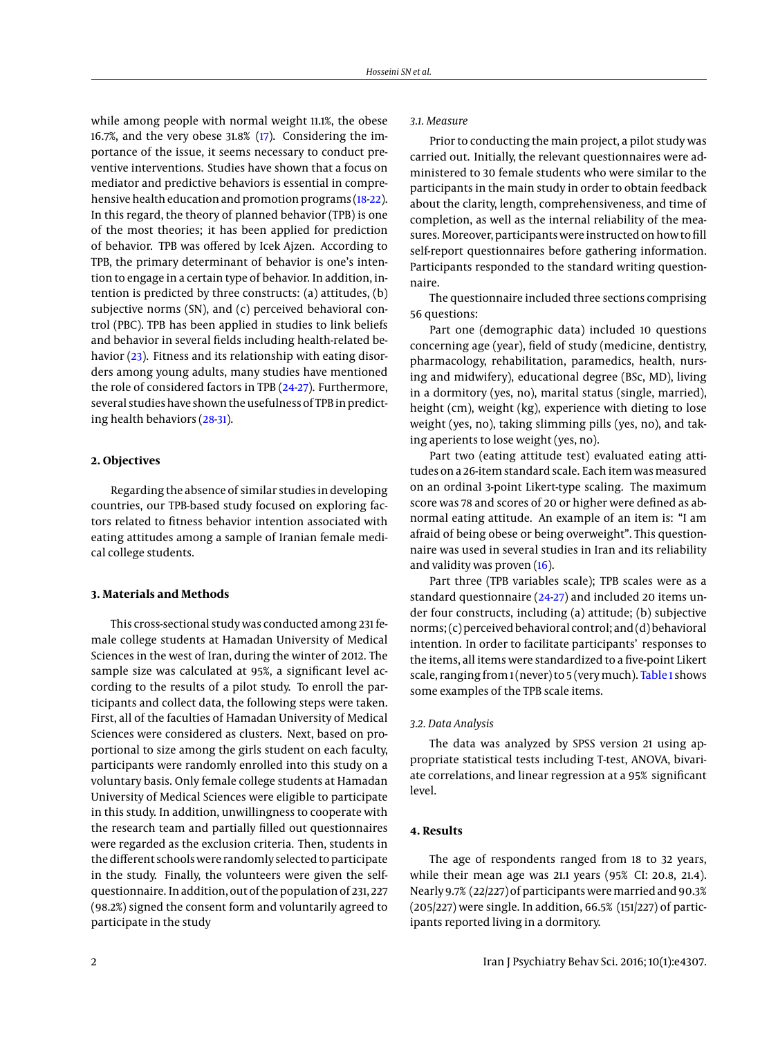while among people with normal weight 11.1%, the obese 16.7%, and the very obese 31.8% (17). Considering the importance of the issue, it seems necessary to conduct preventive interventions. Studies have shown that a focus on mediator and predictive behaviors is essential in comprehensive health education and promotion programs (18-22). In this regard, the theory of planned behavior (TPB) is one of the most theories; it has been applied for prediction of behavior. TPB was offered by Icek Ajzen. According to TPB, the primary determinant of behavior is one's intention to engage in a certain type of behavior. In addition, intention is predicted by three constructs: (a) attitudes, (b) subjective norms (SN), and (c) perceived behavioral control (PBC). TPB has been applied in studies to link beliefs and behavior in several fields including health-related behavior (23). Fitness and its relationship with eating disorders among young adults, many studies have mentioned the role of considered factors in TPB (24-27). Furthermore, several studies have shown the usefulness of TPB in predicting health behaviors (28-31).

## 2. Objectives

Regarding the absence of similar studies in developing countries, our TPB-based study focused on exploring factors related to fitness behavior intention associated with eating attitudes among a sample of Iranian female medical college students.

## 3. Materials and Methods

This cross-sectional study was conducted among 231 female college students at Hamadan University of Medical Sciences in the west of Iran, during the winter of 2012. The sample size was calculated at 95%, a significant level according to the results of a pilot study. To enroll the participants and collect data, the following steps were taken. First, all of the faculties of Hamadan University of Medical Sciences were considered as clusters. Next, based on proportional to size among the girls student on each faculty, participants were randomly enrolled into this study on a voluntary basis. Only female college students at Hamadan University of Medical Sciences were eligible to participate in this study. In addition, unwillingness to cooperate with the research team and partially filled out questionnaires were regarded as the exclusion criteria. Then, students in the different schools were randomly selected to participate in the study. Finally, the volunteers were given the self-questionnaire. In addition, out of the population of 231, 227 (98.2%) signed the consent form and voluntarily agreed to participate in the study

### 3.1. Measure

Prior to conducting the main project, a pilot study was carried out. Initially, the relevant questionnaires were administered to 30 female students who were similar to the participants in the main study in order to obtain feedback about the clarity, length, comprehensiveness, and time of completion, as well as the internal reliability of the measures. Moreover, participants were instructed on how to fill self-report questionnaires before gathering information. Participants responded to the standard writing questionnaire.

The questionnaire included three sections comprising 56 questions:

Part one (demographic data) included 10 questions concerning age (year), field of study (medicine, dentistry, pharmacology, rehabilitation, paramedics, health, nursing and midwifery), educational degree (BSc, MD), living in a dormitory (yes, no), marital status (single, married), height (cm), weight (kg), experience with dieting to lose weight (yes, no), taking slimming pills (yes, no), and taking aperients to lose weight (yes, no).

Part two (eating attitude test) evaluated eating attitudes on a 26-item standard scale. Each item was measured on an ordinal 3-point Likert-type scaling. The maximum score was 78 and scores of 20 or higher were defined as abnormal eating attitude. An example of an item is: "I am afraid of being obese or being overweight". This questionnaire was used in several studies in Iran and its reliability and validity was proven (16).

Part three (TPB variables scale); TPB scales were as a standard questionnaire (24-27) and included 20 items under four constructs, including (a) attitude; (b) subjective norms; (c) perceived behavioral control; and (d) behavioral intention. In order to facilitate participants' responses to the items, all items were standardized to a five-point Likert scale, ranging from 1 (never) to 5 (very much). Table 1 shows some examples of the TPB scale items.

### 3.2. Data Analysis

The data was analyzed by SPSS version 21 using appropriate statistical tests including T-test, ANOVA, bivariate correlations, and linear regression at a 95% significant level.

## 4. Results

The age of respondents ranged from 18 to 32 years, while their mean age was 21.1 years (95% CI: 20.8, 21.4). Nearly 9.7% (22/227) of participants were married and 90.3% (205/227) were single. In addition, 66.5% (151/227) of participants reported living in a dormitory.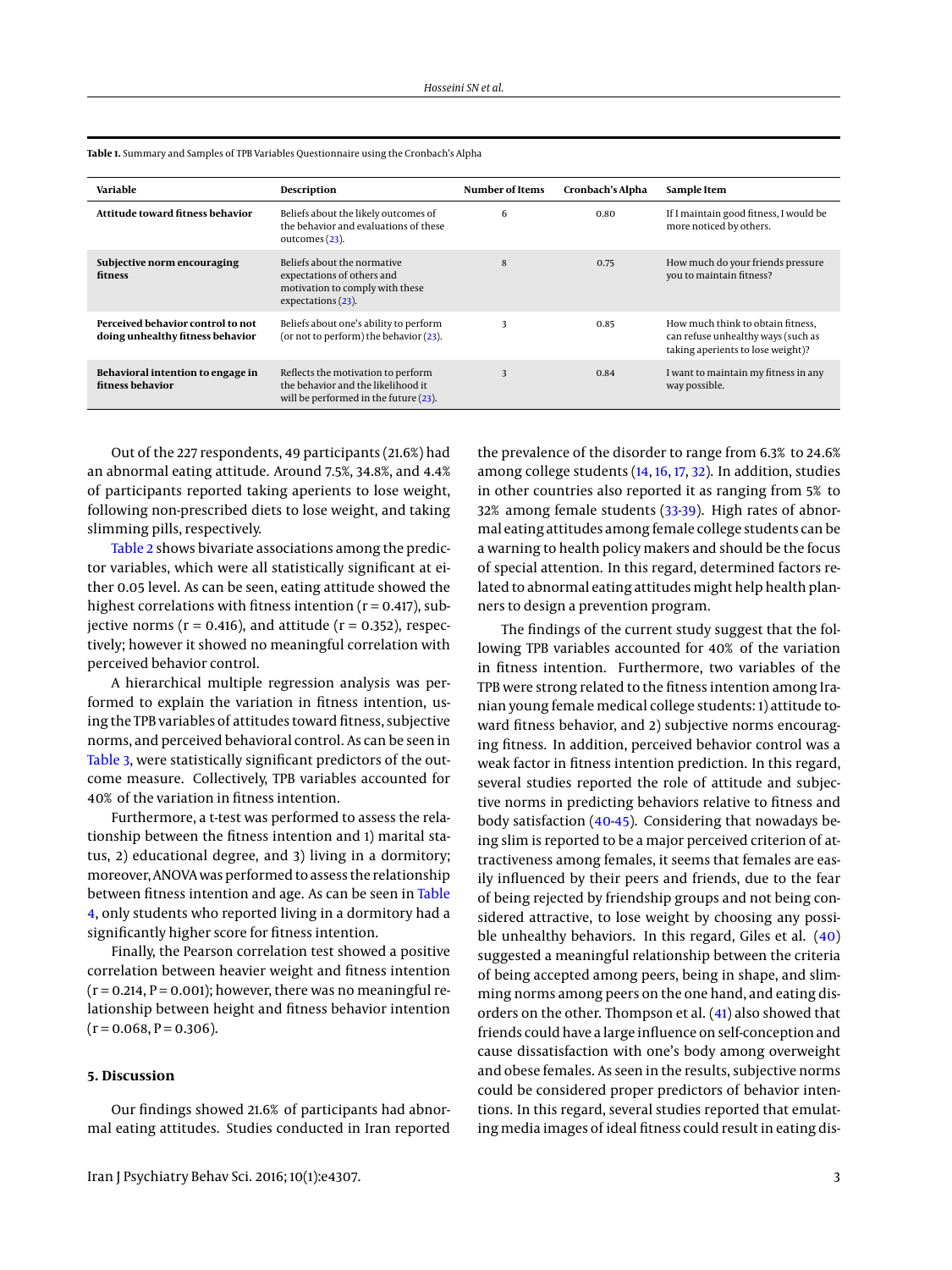**Table 1.** Summary and Samples of TPB Variables Questionnaire using the Cronbach's Alpha

| Variable | Description | Number of Items | Cronbach's Alpha | Sample Item |
|---|---|---|---|---|
| **Attitude toward fitness behavior** | Beliefs about the likely outcomes of the behavior and evaluations of these outcomes (23). | 6 | 0.80 | If I maintain good fitness, I would be more noticed by others. |
| **Subjective norm encouraging fitness** | Beliefs about the normative expectations of others and motivation to comply with these expectations (23). | 8 | 0.75 | How much do your friends pressure you to maintain fitness? |
| **Perceived behavior control to not doing unhealthy fitness behavior** | Beliefs about one's ability to perform (or not to perform) the behavior (23). | 3 | 0.85 | How much think to obtain fitness, can refuse unhealthy ways (such as taking aperients to lose weight)? |
| **Behavioral intention to engage in fitness behavior** | Reflects the motivation to perform the behavior and the likelihood it will be performed in the future (23). | 3 | 0.84 | I want to maintain my fitness in any way possible. |

Out of the 227 respondents, 49 participants (21.6%) had an abnormal eating attitude. Around 7.5%, 34.8%, and 4.4% of participants reported taking aperients to lose weight, following non-prescribed diets to lose weight, and taking slimming pills, respectively.

Table 2 shows bivariate associations among the predictor variables, which were all statistically significant at either 0.05 level. As can be seen, eating attitude showed the highest correlations with fitness intention (r = 0.417), subjective norms (r = 0.416), and attitude (r = 0.352), respectively; however it showed no meaningful correlation with perceived behavior control.

A hierarchical multiple regression analysis was performed to explain the variation in fitness intention, using the TPB variables of attitudes toward fitness, subjective norms, and perceived behavioral control. As can be seen in Table 3, were statistically significant predictors of the outcome measure. Collectively, TPB variables accounted for 40% of the variation in fitness intention.

Furthermore, a t-test was performed to assess the relationship between the fitness intention and 1) marital status, 2) educational degree, and 3) living in a dormitory; moreover, ANOVA was performed to assess the relationship between fitness intention and age. As can be seen in Table 4, only students who reported living in a dormitory had a significantly higher score for fitness intention.

Finally, the Pearson correlation test showed a positive correlation between heavier weight and fitness intention (r = 0.214, P = 0.001); however, there was no meaningful relationship between height and fitness behavior intention (r = 0.068, P = 0.306).

## 5. Discussion

Our findings showed 21.6% of participants had abnormal eating attitudes. Studies conducted in Iran reported the prevalence of the disorder to range from 6.3% to 24.6% among college students (14, 16, 17, 32). In addition, studies in other countries also reported it as ranging from 5% to 32% among female students (33-39). High rates of abnormal eating attitudes among female college students can be a warning to health policy makers and should be the focus of special attention. In this regard, determined factors related to abnormal eating attitudes might help health planners to design a prevention program.

The findings of the current study suggest that the following TPB variables accounted for 40% of the variation in fitness intention. Furthermore, two variables of the TPB were strong related to the fitness intention among Iranian young female medical college students: 1) attitude toward fitness behavior, and 2) subjective norms encouraging fitness. In addition, perceived behavior control was a weak factor in fitness intention prediction. In this regard, several studies reported the role of attitude and subjective norms in predicting behaviors relative to fitness and body satisfaction (40-45). Considering that nowadays being slim is reported to be a major perceived criterion of attractiveness among females, it seems that females are easily influenced by their peers and friends, due to the fear of being rejected by friendship groups and not being considered attractive, to lose weight by choosing any possible unhealthy behaviors. In this regard, Giles et al. (40) suggested a meaningful relationship between the criteria of being accepted among peers, being in shape, and slimming norms among peers on the one hand, and eating disorders on the other. Thompson et al. (41) also showed that friends could have a large influence on self-conception and cause dissatisfaction with one's body among overweight and obese females. As seen in the results, subjective norms could be considered proper predictors of behavior intentions. In this regard, several studies reported that emulating media images of ideal fitness could result in eating dis-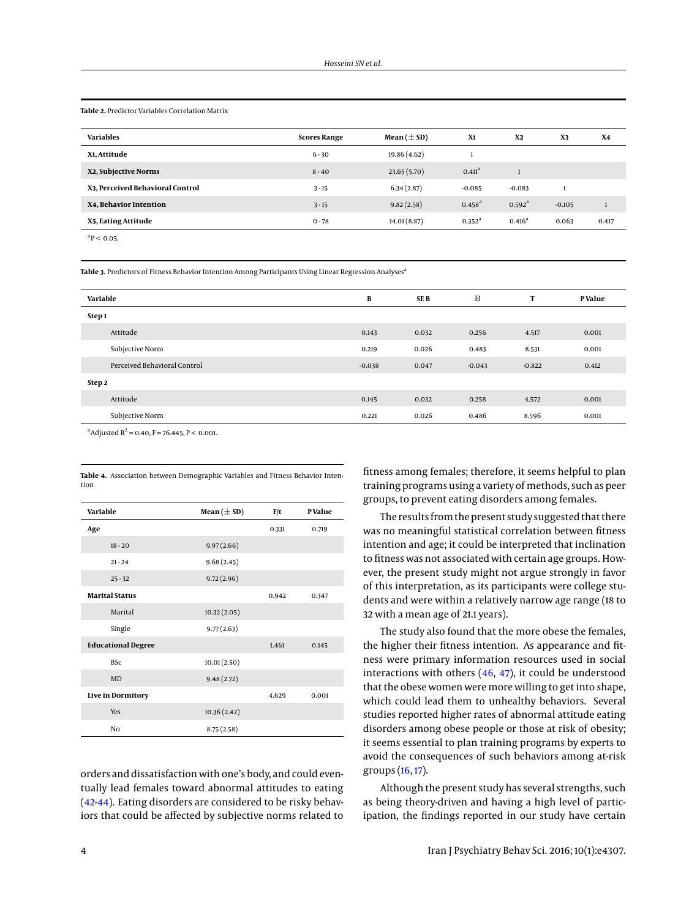**Table 2.** Predictor Variables Correlation Matrix

| Variables | Scores Range | Mean (± SD) | X1 | X2 | X3 | X4 |
|---|---|---|---|---|---|---|
| **X1, Attitude** | 6 - 30 | 19.86 (4.62) | 1 | | | |
| **X2, Subjective Norms** | 8 - 40 | 23.65 (5.70) | 0.411[a] | 1 | | |
| **X3, Perceived Behavioral Control** | 3 - 15 | 6.34 (2.87) | -0.085 | -0.083 | 1 | |
| **X4, Behavior Intention** | 3 - 15 | 9.82 (2.58) | 0.458[a] | 0.592[a] | -0.105 | 1 |
| **X5, Eating Attitude** | 0 - 78 | 14.01 (8.87) | 0.352[a] | 0.416[a] | 0.063 | 0.417 |

[a] $P < 0.05$.

**Table 3.** Predictors of Fitness Behavior Intention Among Participants Using Linear Regression Analyses[a]

| Variable | B | SE B | Β | T | P Value |
|---|---|---|---|---|---|
| **Step 1** | | | | | |
| Attitude | 0.143 | 0.032 | 0.256 | 4.517 | 0.001 |
| Subjective Norm | 0.219 | 0.026 | 0.483 | 8.531 | 0.001 |
| Perceived Behavioral Control | -0.038 | 0.047 | -0.043 | -0.822 | 0.412 |
| **Step 2** | | | | | |
| Attitude | 0.145 | 0.032 | 0.258 | 4.572 | 0.001 |
| Subjective Norm | 0.221 | 0.026 | 0.486 | 8.596 | 0.001 |

[a] Adjusted $R^2 = 0.40$, $F = 76.445$, $P < 0.001$.

**Table 4.** Association between Demographic Variables and Fitness Behavior Intention

| Variable | Mean (± SD) | F/t | P Value |
|---|---|---|---|
| **Age** | | 0.331 | 0.719 |
| 18 - 20 | 9.97 (2.66) | | |
| 21 - 24 | 9.68 (2.45) | | |
| 25 - 32 | 9.72 (2.96) | | |
| **Marital Status** | | 0.942 | 0.347 |
| Marital | 10.32 (2.05) | | |
| Single | 9.77 (2.63) | | |
| **Educational Degree** | | 1.461 | 0.145 |
| BSc | 10.01 (2.50) | | |
| MD | 9.48 (2.72) | | |
| **Live in Dormitory** | | 4.629 | 0.001 |
| Yes | 10.36 (2.42) | | |
| No | 8.75 (2.58) | | |

orders and dissatisfaction with one's body, and could eventually lead females toward abnormal attitudes to eating (42-44). Eating disorders are considered to be risky behaviors that could be affected by subjective norms related to fitness among females; therefore, it seems helpful to plan training programs using a variety of methods, such as peer groups, to prevent eating disorders among females.

The results from the present study suggested that there was no meaningful statistical correlation between fitness intention and age; it could be interpreted that inclination to fitness was not associated with certain age groups. However, the present study might not argue strongly in favor of this interpretation, as its participants were college students and were within a relatively narrow age range (18 to 32 with a mean age of 21.1 years).

The study also found that the more obese the females, the higher their fitness intention. As appearance and fitness were primary information resources used in social interactions with others (46, 47), it could be understood that the obese women were more willing to get into shape, which could lead them to unhealthy behaviors. Several studies reported higher rates of abnormal attitude eating disorders among obese people or those at risk of obesity; it seems essential to plan training programs by experts to avoid the consequences of such behaviors among at-risk groups (16, 17).

Although the present study has several strengths, such as being theory-driven and having a high level of participation, the findings reported in our study have certain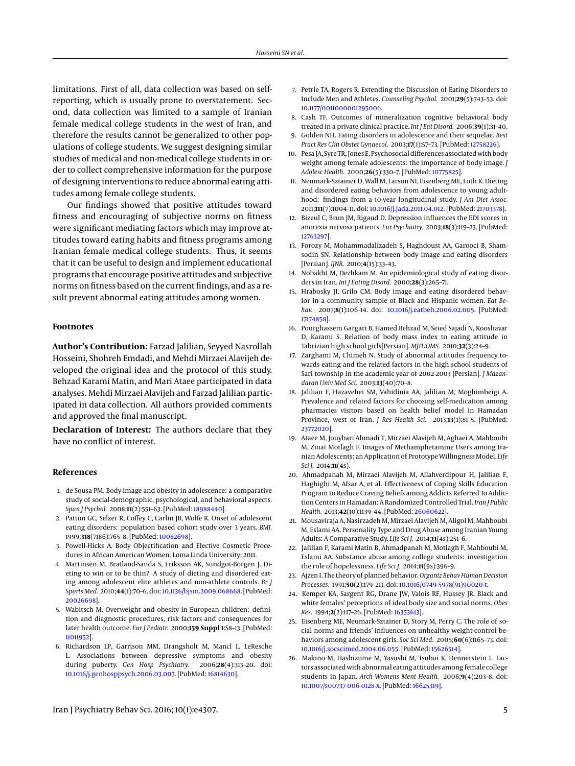limitations. First of all, data collection was based on self-reporting, which is usually prone to overstatement. Second, data collection was limited to a sample of Iranian female medical college students in the west of Iran, and therefore the results cannot be generalized to other populations of college students. We suggest designing similar studies of medical and non-medical college students in order to collect comprehensive information for the purpose of designing interventions to reduce abnormal eating attitudes among female college students.

Our findings showed that positive attitudes toward fitness and encouraging of subjective norms on fitness were significant mediating factors which may improve attitudes toward eating habits and fitness programs among Iranian female medical college students. Thus, it seems that it can be useful to design and implement educational programs that encourage positive attitudes and subjective norms on fitness based on the current findings, and as a result prevent abnormal eating attitudes among women.

## Footnotes

**Author's Contribution:** Farzad Jalilian, Seyyed Nasrollah Hosseini, Shohreh Emdadi, and Mehdi Mirzaei Alavijeh developed the original idea and the protocol of this study. Behzad Karami Matin, and Mari Ataee participated in data analyses. Mehdi Mirzaei Alavijeh and Farzad Jalilian participated in data collection. All authors provided comments and approved the final manuscript.

**Declaration of Interest:** The authors declare that they have no conflict of interest.

## References

1. de Sousa PM. Body-image and obesity in adolescence: a comparative study of social-demographic, psychological, and behavioral aspects. *Span J Psychol.* 2008;**11**(2):551–63. [PubMed: 18988440].
2. Patton GC, Selzer R, Coffey C, Carlin JB, Wolfe R. Onset of adolescent eating disorders: population based cohort study over 3 years. *BMJ.* 1999;**318**(7186):765–8. [PubMed: 10082698].
3. Powell-Hicks A. Body Objectification and Elective Cosmetic Procedures in African American Women. Loma Linda University; 2011.
4. Martinsen M, Bratland-Sanda S, Eriksson AK, Sundgot-Borgen J. Dieting to win or to be thin? A study of dieting and disordered eating among adolescent elite athletes and non-athlete controls. *Br J Sports Med.* 2010;**44**(1):70–6. doi: 10.1136/bjsm.2009.068668. [PubMed: 20026698].
5. Wabitsch M. Overweight and obesity in European children: definition and diagnostic procedures, risk factors and consequences for later health outcome. *Eur J Pediatr.* 2000;**159 Suppl 1**:S8–13. [PubMed: 11011952].
6. Richardson LP, Garrison MM, Drangsholt M, Mancl L, LeResche L. Associations between depressive symptoms and obesity during puberty. *Gen Hosp Psychiatry.* 2006;**28**(4):313–20. doi: 10.1016/j.genhosppsych.2006.03.007. [PubMed: 16814630].
7. Petrie TA, Rogers R. Extending the Discussion of Eating Disorders to Include Men and Athletes. *Counseling Psychol.* 2001;**29**(5):743–53. doi: 10.1177/0011000001295006.
8. Cash TF. Outcomes of mineralization cognitive behavioral body treated in a private clinical practice. *Int J Eat Disord.* 2006;**39**(1):31–40.
9. Golden NH. Eating disorders in adolescence and their sequelae. *Best Pract Res Clin Obstet Gynaecol.* 2003;**17**(1):57–73. [PubMed: 12758226].
10. Pesa JA, Syre TR, Jones E. Psychosocial differences associated with body weight among female adolescents: the importance of body image. *J Adolesc Health.* 2000;**26**(5):330–7. [PubMed: 10775825].
11. Neumark-Sztainer D, Wall M, Larson NI, Eisenberg ME, Loth K. Dieting and disordered eating behaviors from adolescence to young adulthood: findings from a 10-year longitudinal study. *J Am Diet Assoc.* 2011;**111**(7):1004–11. doi: 10.1016/j.jada.2011.04.012. [PubMed: 21703378].
12. Bizeul C, Brun JM, Rigaud D. Depression influences the EDI scores in anorexia nervosa patients. *Eur Psychiatry.* 2003;**18**(3):119–23. [PubMed: 12763297].
13. Forozy M, Mohammadalizadeh S, Haghdoust AA, Garooci B, Shamsodin SN. Relationship between body image and eating disorders [Persian]. *IJNR.* 2010;**4**(15):33–43.
14. Nobakht M, Dezhkam M. An epidemiological study of eating disorders in Iran. *Int J Eating Disord.* 2000;**28**(3):265–71.
15. Hrabosky JI, Grilo CM. Body image and eating disordered behavior in a community sample of Black and Hispanic women. *Eat Behav.* 2007;**8**(1):106–14. doi: 10.1016/j.eatbeh.2006.02.005. [PubMed: 17174858].
16. Pourghassem Gargari B, Hamed Behzad M, Seied Sajadi N, Kooshavar D, Karami S. Relation of body mass index to eating attitude in Tabrizian high school girls[Persian]. *MJTUOMS.* 2010;**32**(3):24–9.
17. Zarghami M, Chimeh N. Study of abnormal attitudes frequency towards eating and the related factors in the high school students of Sari township in the academic year of 2002-2003 [Persian]. *J Mazandaran Univ Med Sci.* 2003;**13**(40):70–8.
18. Jalilian F, Hazavehei SM, Vahidinia AA, Jalilian M, Moghimbeigi A. Prevalence and related factors for choosing self-medication among pharmacies visitors based on health belief model in Hamadan Province, west of Iran. *J Res Health Sci.* 2013;**13**(1):81–5. [PubMed: 23772020].
19. Ataee M, Jouybari Ahmadi T, Mirzaei Alavijeh M, Aghaei A, Mahboubi M, Zinat Motlagh F. Images of Methamphetamine Users among Iranian Adolescents: an Application of Prototype Willingness Model. *Life Sci J.* 2014;**11**(4s).
20. Ahmadpanah M, Mirzaei Alavijeh M, Allahverdipour H, Jalilian F, Haghighi M, Afsar A, et al. Effectiveness of Coping Skills Education Program to Reduce Craving Beliefs among Addicts Referred To Addiction Centers in Hamadan: A Randomized Controlled Trial. *Iran J Public Health.* 2013;**42**(10):1139–44. [PubMed: 26060622].
21. Mousaviraja A, Nasirzadeh M, Mirzaei Alavijeh M, Aligol M, Mahboubi M, Eslami AA. Personality Type and Drug Abuse among Iranian Young Adults: A Comparative Study. *Life Sci J.* 2014;**11**(4s):251–6.
22. Jalilian F, Karami Matin B, Ahmadpanah M, Motlagh F, Mahboubi M, Eslami AA. Substance abuse among college students: investigation the role of hopelessness. *Life Sci J.* 2014;**11**(9s):396–9.
23. Ajzen I. The theory of planned behavior. *Organiz Behav Human Decision Processes.* 1991;**50**(2):179–211. doi: 10.1016/0749-5978(91)90020-t.
24. Kemper KA, Sargent RG, Drane JW, Valois RF, Hussey JR. Black and white females' perceptions of ideal body size and social norms. *Obes Res.* 1994;**2**(2):117–26. [PubMed: 16353613].
25. Eisenberg ME, Neumark-Sztainer D, Story M, Perry C. The role of social norms and friends' influences on unhealthy weight-control behaviors among adolescent girls. *Soc Sci Med.* 2005;**60**(6):1165–73. doi: 10.1016/j.socscimed.2004.06.055. [PubMed: 15626514].
26. Makino M, Hashizume M, Yasushi M, Tsuboi K, Dennerstein L. Factors associated with abnormal eating attitudes among female college students in Japan. *Arch Womens Ment Health.* 2006;**9**(4):203–8. doi: 10.1007/s00737-006-0128-x. [PubMed: 16625319].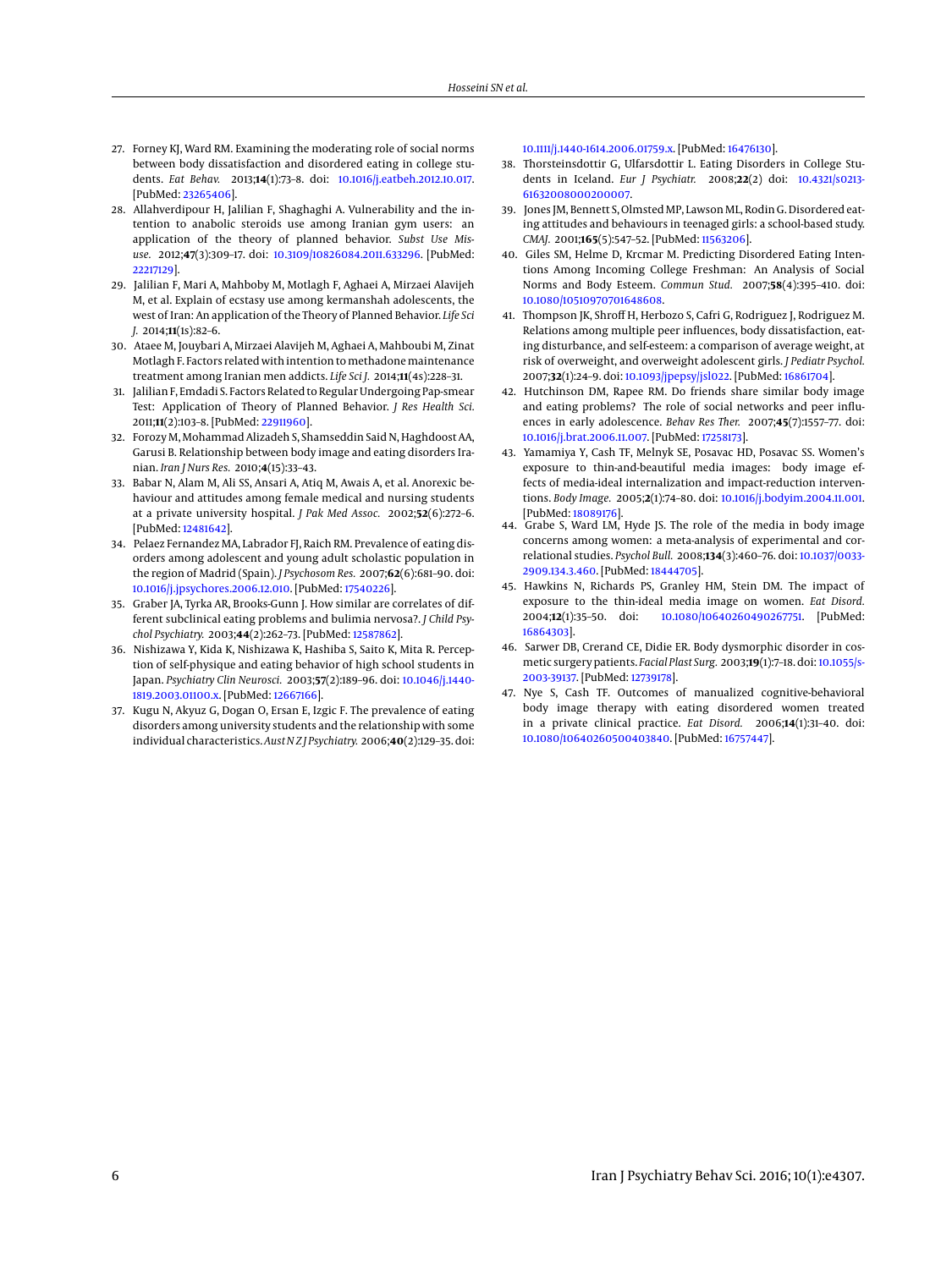27. Forney KJ, Ward RM. Examining the moderating role of social norms between body dissatisfaction and disordered eating in college students. *Eat Behav.* 2013;**14**(1):73–8. doi: 10.1016/j.eatbeh.2012.10.017. [PubMed: 23265406].
28. Allahverdipour H, Jalilian F, Shaghaghi A. Vulnerability and the intention to anabolic steroids use among Iranian gym users: an application of the theory of planned behavior. *Subst Use Misuse.* 2012;**47**(3):309–17. doi: 10.3109/10826084.2011.633296. [PubMed: 22217129].
29. Jalilian F, Mari A, Mahboby M, Motlagh F, Aghaei A, Mirzaei Alavijeh M, et al. Explain of ecstasy use among kermanshah adolescents, the west of Iran: An application of the Theory of Planned Behavior. *Life Sci J.* 2014;**11**(1s):82–6.
30. Ataee M, Jouybari A, Mirzaei Alavijeh M, Aghaei A, Mahboubi M, Zinat Motlagh F. Factors related with intention to methadone maintenance treatment among Iranian men addicts. *Life Sci J.* 2014;**11**(4s):228–31.
31. Jalilian F, Emdadi S. Factors Related to Regular Undergoing Pap-smear Test: Application of Theory of Planned Behavior. *J Res Health Sci.* 2011;**11**(2):103–8. [PubMed: 22911960].
32. Forozy M, Mohammad Alizadeh S, Shamseddin Said N, Haghdoost AA, Garusi B. Relationship between body image and eating disorders Iranian. *Iran J Nurs Res.* 2010;**4**(15):33–43.
33. Babar N, Alam M, Ali SS, Ansari A, Atiq M, Awais A, et al. Anorexic behaviour and attitudes among female medical and nursing students at a private university hospital. *J Pak Med Assoc.* 2002;**52**(6):272–6. [PubMed: 12481642].
34. Pelaez Fernandez MA, Labrador FJ, Raich RM. Prevalence of eating disorders among adolescent and young adult scholastic population in the region of Madrid (Spain). *J Psychosom Res.* 2007;**62**(6):681–90. doi: 10.1016/j.jpsychores.2006.12.010. [PubMed: 17540226].
35. Graber JA, Tyrka AR, Brooks-Gunn J. How similar are correlates of different subclinical eating problems and bulimia nervosa?. *J Child Psychol Psychiatry.* 2003;**44**(2):262–73. [PubMed: 12587862].
36. Nishizawa Y, Kida K, Nishizawa K, Hashiba S, Saito K, Mita R. Perception of self-physique and eating behavior of high school students in Japan. *Psychiatry Clin Neurosci.* 2003;**57**(2):189–96. doi: 10.1046/j.1440-1819.2003.01100.x. [PubMed: 12667166].
37. Kugu N, Akyuz G, Dogan O, Ersan E, Izgic F. The prevalence of eating disorders among university students and the relationship with some individual characteristics. *Aust N Z J Psychiatry.* 2006;**40**(2):129–35. doi: 10.1111/j.1440-1614.2006.01759.x. [PubMed: 16476130].
38. Thorsteinsdottir G, Ulfarsdottir L. Eating Disorders in College Students in Iceland. *Eur J Psychiatr.* 2008;**22**(2) doi: 10.4321/s0213-61632008000200007.
39. Jones JM, Bennett S, Olmsted MP, Lawson ML, Rodin G. Disordered eating attitudes and behaviours in teenaged girls: a school-based study. *CMAJ.* 2001;**165**(5):547–52. [PubMed: 11563206].
40. Giles SM, Helme D, Krcmar M. Predicting Disordered Eating Intentions Among Incoming College Freshman: An Analysis of Social Norms and Body Esteem. *Commun Stud.* 2007;**58**(4):395–410. doi: 10.1080/10510970701648608.
41. Thompson JK, Shroff H, Herbozo S, Cafri G, Rodriguez J, Rodriguez M. Relations among multiple peer influences, body dissatisfaction, eating disturbance, and self-esteem: a comparison of average weight, at risk of overweight, and overweight adolescent girls. *J Pediatr Psychol.* 2007;**32**(1):24–9. doi: 10.1093/jpepsy/jsl022. [PubMed: 16861704].
42. Hutchinson DM, Rapee RM. Do friends share similar body image and eating problems? The role of social networks and peer influences in early adolescence. *Behav Res Ther.* 2007;**45**(7):1557–77. doi: 10.1016/j.brat.2006.11.007. [PubMed: 17258173].
43. Yamamiya Y, Cash TF, Melnyk SE, Posavac HD, Posavac SS. Women's exposure to thin-and-beautiful media images: body image effects of media-ideal internalization and impact-reduction interventions. *Body Image.* 2005;**2**(1):74–80. doi: 10.1016/j.bodyim.2004.11.001. [PubMed: 18089176].
44. Grabe S, Ward LM, Hyde JS. The role of the media in body image concerns among women: a meta-analysis of experimental and correlational studies. *Psychol Bull.* 2008;**134**(3):460–76. doi: 10.1037/0033-2909.134.3.460. [PubMed: 18444705].
45. Hawkins N, Richards PS, Granley HM, Stein DM. The impact of exposure to the thin-ideal media image on women. *Eat Disord.* 2004;**12**(1):35–50. doi: 10.1080/10640260490267751. [PubMed: 16864303].
46. Sarwer DB, Crerand CE, Didie ER. Body dysmorphic disorder in cosmetic surgery patients. *Facial Plast Surg.* 2003;**19**(1):7–18. doi: 10.1055/s-2003-39137. [PubMed: 12739178].
47. Nye S, Cash TF. Outcomes of manualized cognitive-behavioral body image therapy with eating disordered women treated in a private clinical practice. *Eat Disord.* 2006;**14**(1):31–40. doi: 10.1080/10640260500403840. [PubMed: 16757447].